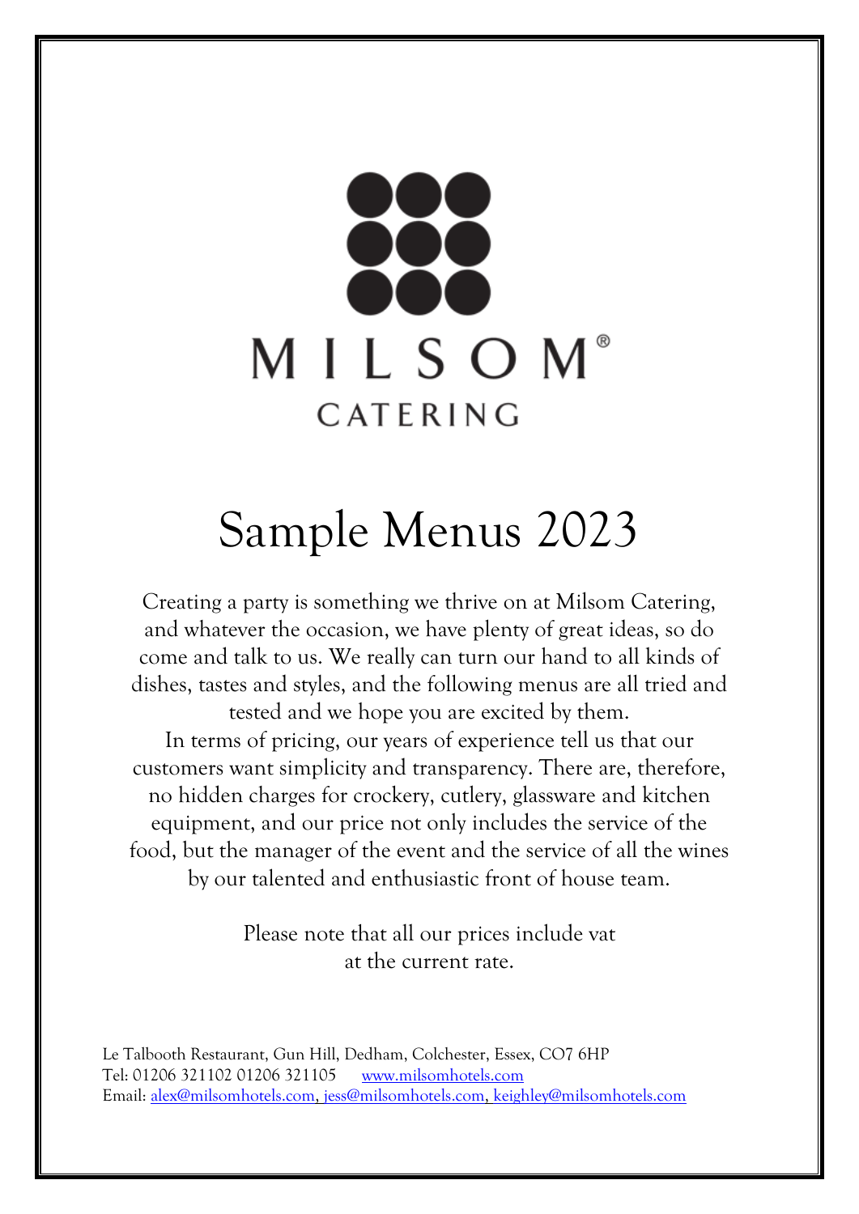MILSOM®

CATERING

# Sample Menus 2023

Creating a party is something we thrive on at Milsom Catering, and whatever the occasion, we have plenty of great ideas, so do come and talk to us. We really can turn our hand to all kinds of dishes, tastes and styles, and the following menus are all tried and tested and we hope you are excited by them.
In terms of pricing, our years of experience tell us that our customers want simplicity and transparency. There are, therefore, no hidden charges for crockery, cutlery, glassware and kitchen equipment, and our price not only includes the service of the food, but the manager of the event and the service of all the wines by our talented and enthusiastic front of house team.

Please note that all our prices include vat
at the current rate.

Le Talbooth Restaurant, Gun Hill, Dedham, Colchester, Essex, CO7 6HP
Tel: 01206 321102 01206 321105 www.milsomhotels.com
Email: alex@milsomhotels.com, jess@milsomhotels.com, keighley@milsomhotels.com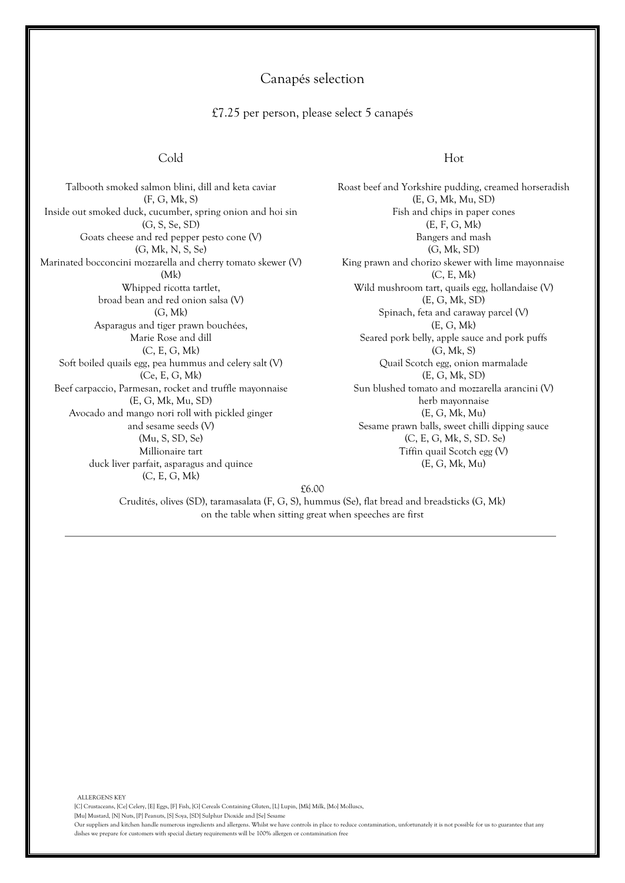# Canapés selection

£7.25 per person, please select 5 canapés

## Cold

Talbooth smoked salmon blini, dill and keta caviar
(F, G, Mk, S)

Inside out smoked duck, cucumber, spring onion and hoi sin
(G, S, Se, SD)

Goats cheese and red pepper pesto cone (V)
(G, Mk, N, S, Se)

Marinated bocconcini mozzarella and cherry tomato skewer (V)
(Mk)

Whipped ricotta tartlet,
broad bean and red onion salsa (V)
(G, Mk)

Asparagus and tiger prawn bouchées,
Marie Rose and dill
(C, E, G, Mk)

Soft boiled quails egg, pea hummus and celery salt (V)
(Ce, E, G, Mk)

Beef carpaccio, Parmesan, rocket and truffle mayonnaise
(E, G, Mk, Mu, SD)

Avocado and mango nori roll with pickled ginger
and sesame seeds (V)
(Mu, S, SD, Se)

Millionaire tart
duck liver parfait, asparagus and quince
(C, E, G, Mk)

## Hot

Roast beef and Yorkshire pudding, creamed horseradish
(E, G, Mk, Mu, SD)

Fish and chips in paper cones
(E, F, G, Mk)

Bangers and mash
(G, Mk, SD)

King prawn and chorizo skewer with lime mayonnaise
(C, E, Mk)

Wild mushroom tart, quails egg, hollandaise (V)
(E, G, Mk, SD)

Spinach, feta and caraway parcel (V)
(E, G, Mk)

Seared pork belly, apple sauce and pork puffs
(G, Mk, S)

Quail Scotch egg, onion marmalade
(E, G, Mk, SD)

Sun blushed tomato and mozzarella arancini (V)
herb mayonnaise
(E, G, Mk, Mu)

Sesame prawn balls, sweet chilli dipping sauce
(C, E, G, Mk, S, SD. Se)

Tiffin quail Scotch egg (V)
(E, G, Mk, Mu)

£6.00

Crudités, olives (SD), taramasalata (F, G, S), hummus (Se), flat bread and breadsticks (G, Mk)
on the table when sitting great when speeches are first

---

ALLERGENS KEY

[C] Crustaceans, [Ce] Celery, [E] Eggs, [F] Fish, [G] Cereals Containing Gluten, [L] Lupin, [Mk] Milk, [Mo] Molluscs,
[Mu] Mustard, [N] Nuts, [P] Peanuts, [S] Soya, [SD] Sulphur Dioxide and [Se] Sesame

Our suppliers and kitchen handle numerous ingredients and allergens. Whilst we have controls in place to reduce contamination, unfortunately it is not possible for us to guarantee that any dishes we prepare for customers with special dietary requirements will be 100% allergen or contamination free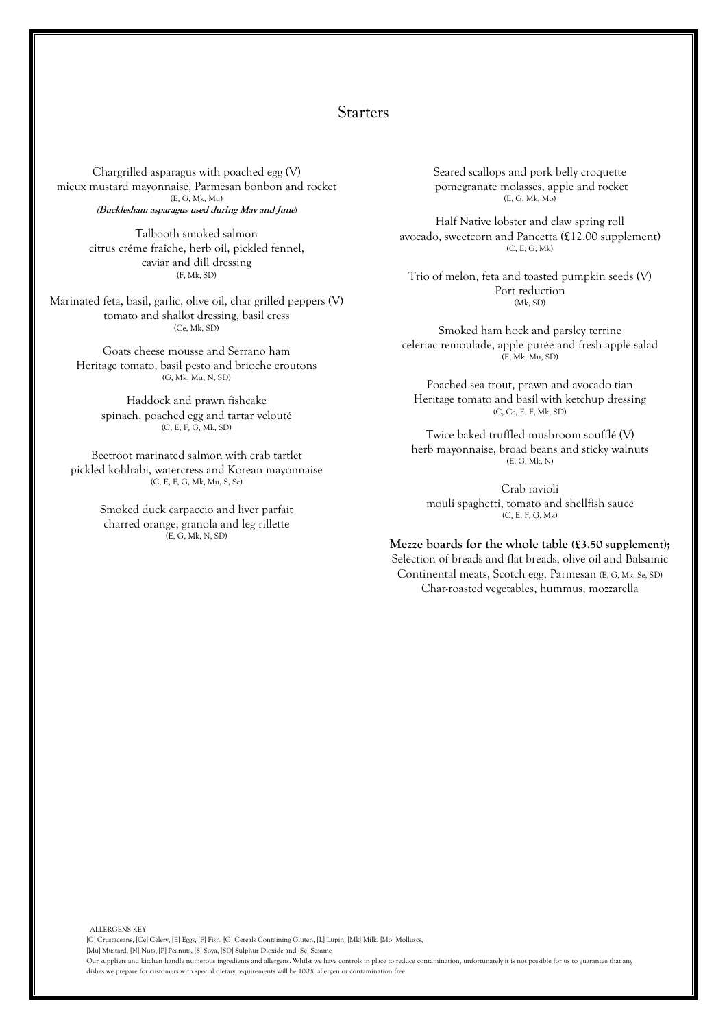# Starters

Chargrilled asparagus with poached egg (V)
mieux mustard mayonnaise, Parmesan bonbon and rocket
(E, G, Mk, Mu)
***(Bucklesham asparagus used during May and June)***

Talbooth smoked salmon
citrus créme fraîche, herb oil, pickled fennel,
caviar and dill dressing
(F, Mk, SD)

Marinated feta, basil, garlic, olive oil, char grilled peppers (V)
tomato and shallot dressing, basil cress
(Ce, Mk, SD)

Goats cheese mousse and Serrano ham
Heritage tomato, basil pesto and brioche croutons
(G, Mk, Mu, N, SD)

Haddock and prawn fishcake
spinach, poached egg and tartar velouté
(C, E, F, G, Mk, SD)

Beetroot marinated salmon with crab tartlet
pickled kohlrabi, watercress and Korean mayonnaise
(C, E, F, G, Mk, Mu, S, Se)

Smoked duck carpaccio and liver parfait
charred orange, granola and leg rillette
(E, G, Mk, N, SD)

Seared scallops and pork belly croquette
pomegranate molasses, apple and rocket
(E, G, Mk, Mo)

Half Native lobster and claw spring roll
avocado, sweetcorn and Pancetta (£12.00 supplement)
(C, E, G, Mk)

Trio of melon, feta and toasted pumpkin seeds (V)
Port reduction
(Mk, SD)

Smoked ham hock and parsley terrine
celeriac remoulade, apple purée and fresh apple salad
(E, Mk, Mu, SD)

Poached sea trout, prawn and avocado tian
Heritage tomato and basil with ketchup dressing
(C, Ce, E, F, Mk, SD)

Twice baked truffled mushroom soufflé (V)
herb mayonnaise, broad beans and sticky walnuts
(E, G, Mk, N)

Crab ravioli
mouli spaghetti, tomato and shellfish sauce
(C, E, F, G, Mk)

**Mezze boards for the whole table (£3.50 supplement);**
Selection of breads and flat breads, olive oil and Balsamic
Continental meats, Scotch egg, Parmesan (E, G, Mk, Se, SD)
Char-roasted vegetables, hummus, mozzarella

ALLERGENS KEY
[C] Crustaceans, [Ce] Celery, [E] Eggs, [F] Fish, [G] Cereals Containing Gluten, [L] Lupin, [Mk] Milk, [Mo] Molluscs,
[Mu] Mustard, [N] Nuts, [P] Peanuts, [S] Soya, [SD] Sulphur Dioxide and [Se] Sesame
Our suppliers and kitchen handle numerous ingredients and allergens. Whilst we have controls in place to reduce contamination, unfortunately it is not possible for us to guarantee that any dishes we prepare for customers with special dietary requirements will be 100% allergen or contamination free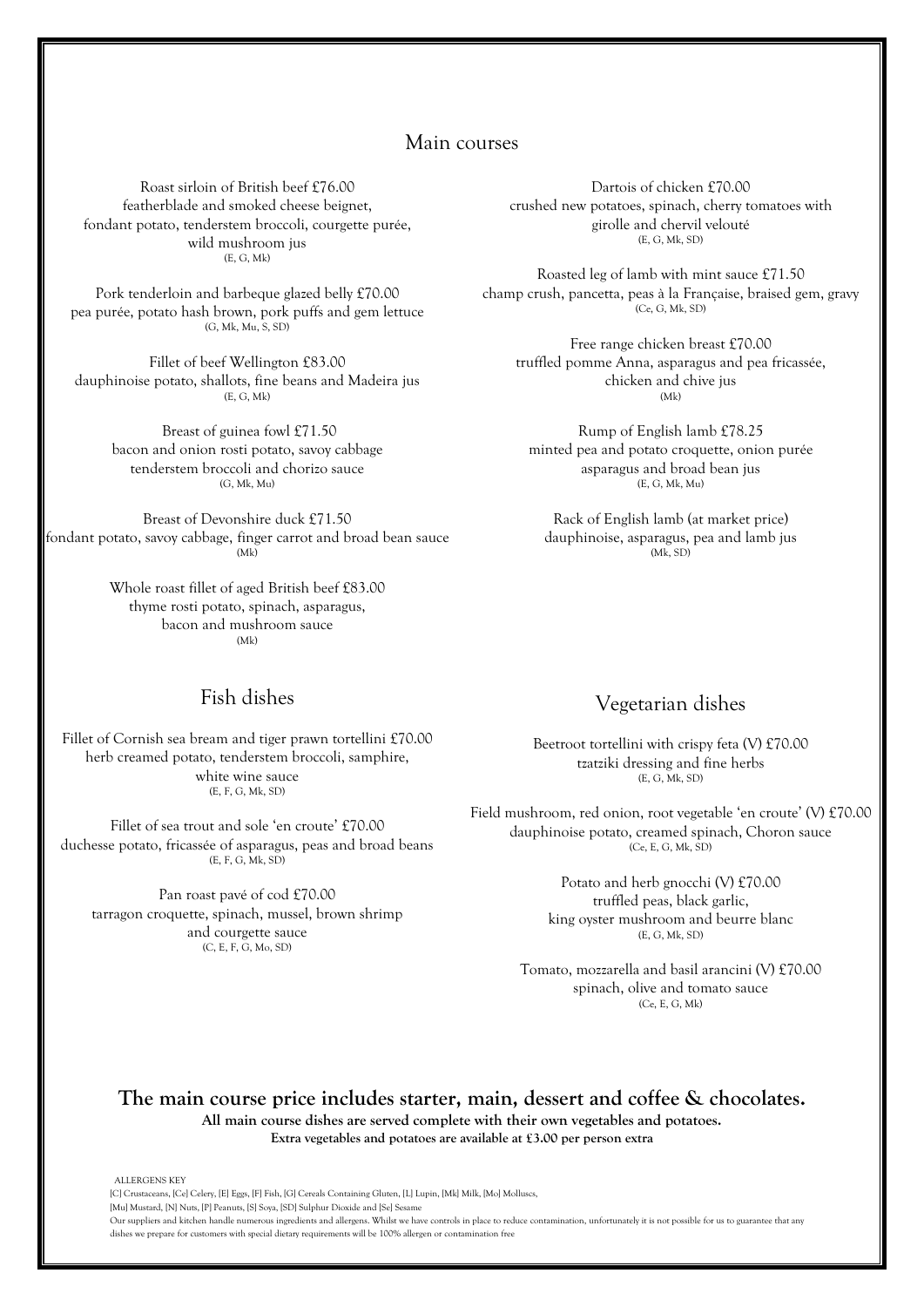## Main courses

Roast sirloin of British beef £76.00
featherblade and smoked cheese beignet,
fondant potato, tenderstem broccoli, courgette purée,
wild mushroom jus
(E, G, Mk)

Pork tenderloin and barbeque glazed belly £70.00
pea purée, potato hash brown, pork puffs and gem lettuce
(G, Mk, Mu, S, SD)

Fillet of beef Wellington £83.00
dauphinoise potato, shallots, fine beans and Madeira jus
(E, G, Mk)

Breast of guinea fowl £71.50
bacon and onion rosti potato, savoy cabbage
tenderstem broccoli and chorizo sauce
(G, Mk, Mu)

Breast of Devonshire duck £71.50
fondant potato, savoy cabbage, finger carrot and broad bean sauce
(Mk)

Whole roast fillet of aged British beef £83.00
thyme rosti potato, spinach, asparagus,
bacon and mushroom sauce
(Mk)

Dartois of chicken £70.00
crushed new potatoes, spinach, cherry tomatoes with
girolle and chervil velouté
(E, G, Mk, SD)

Roasted leg of lamb with mint sauce £71.50
champ crush, pancetta, peas à la Française, braised gem, gravy
(Ce, G, Mk, SD)

Free range chicken breast £70.00
truffled pomme Anna, asparagus and pea fricassée,
chicken and chive jus
(Mk)

Rump of English lamb £78.25
minted pea and potato croquette, onion purée
asparagus and broad bean jus
(E, G, Mk, Mu)

Rack of English lamb (at market price)
dauphinoise, asparagus, pea and lamb jus
(Mk, SD)

## Fish dishes

Fillet of Cornish sea bream and tiger prawn tortellini £70.00
herb creamed potato, tenderstem broccoli, samphire,
white wine sauce
(E, F, G, Mk, SD)

Fillet of sea trout and sole 'en croute' £70.00
duchesse potato, fricassée of asparagus, peas and broad beans
(E, F, G, Mk, SD)

Pan roast pavé of cod £70.00
tarragon croquette, spinach, mussel, brown shrimp
and courgette sauce
(C, E, F, G, Mo, SD)

## Vegetarian dishes

Beetroot tortellini with crispy feta (V) £70.00
tzatziki dressing and fine herbs
(E, G, Mk, SD)

Field mushroom, red onion, root vegetable 'en croute' (V) £70.00
dauphinoise potato, creamed spinach, Choron sauce
(Ce, E, G, Mk, SD)

Potato and herb gnocchi (V) £70.00
truffled peas, black garlic,
king oyster mushroom and beurre blanc
(E, G, Mk, SD)

Tomato, mozzarella and basil arancini (V) £70.00
spinach, olive and tomato sauce
(Ce, E, G, Mk)

**The main course price includes starter, main, dessert and coffee & chocolates.**

**All main course dishes are served complete with their own vegetables and potatoes.**

**Extra vegetables and potatoes are available at £3.00 per person extra**

ALLERGENS KEY

[C] Crustaceans, [Ce] Celery, [E] Eggs, [F] Fish, [G] Cereals Containing Gluten, [L] Lupin, [Mk] Milk, [Mo] Molluscs, [Mu] Mustard, [N] Nuts, [P] Peanuts, [S] Soya, [SD] Sulphur Dioxide and [Se] Sesame

Our suppliers and kitchen handle numerous ingredients and allergens. Whilst we have controls in place to reduce contamination, unfortunately it is not possible for us to guarantee that any dishes we prepare for customers with special dietary requirements will be 100% allergen or contamination free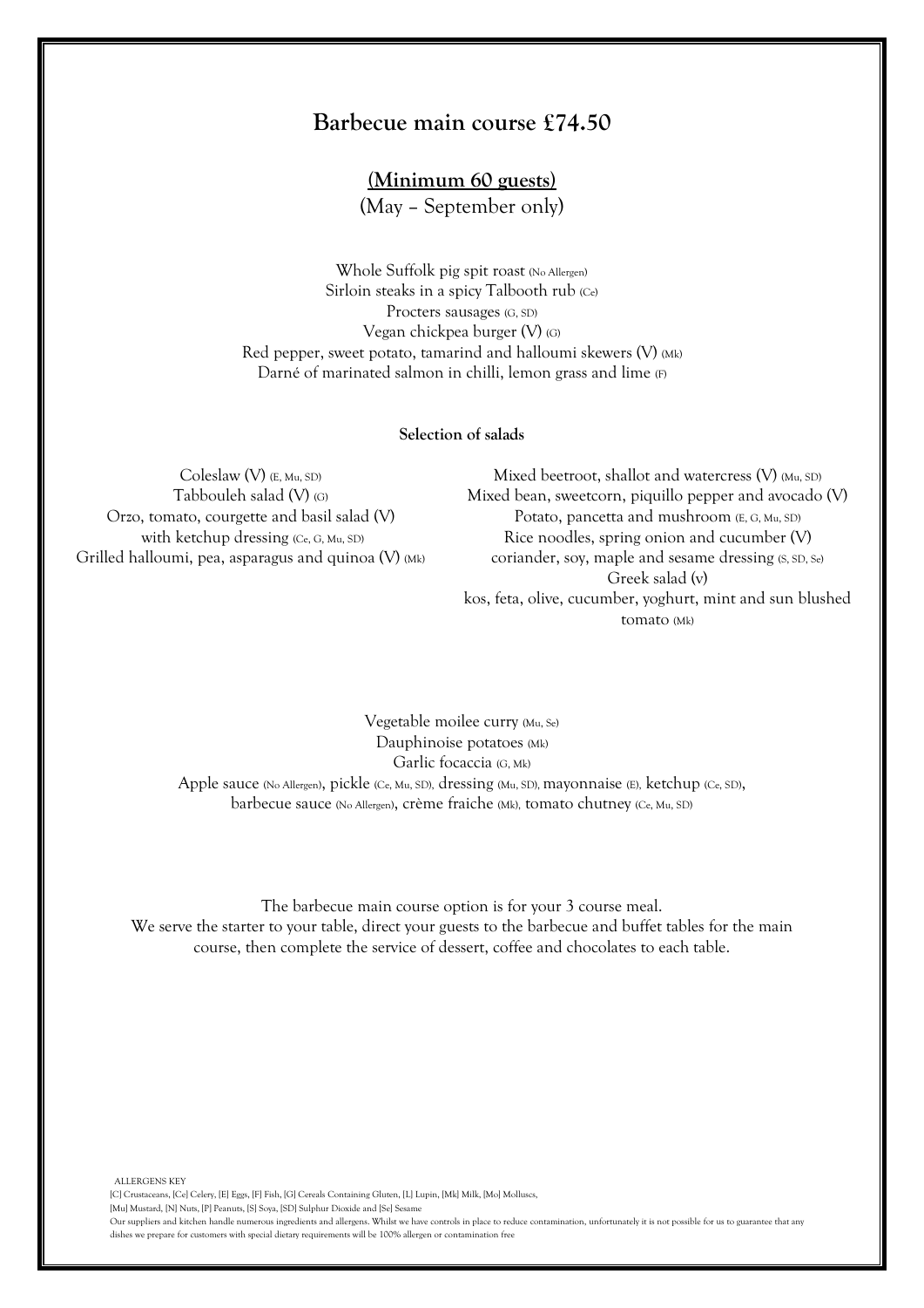## Barbecue main course £74.50

**(Minimum 60 guests)**

(May – September only)

Whole Suffolk pig spit roast (No Allergen)
Sirloin steaks in a spicy Talbooth rub (Ce)
Procters sausages (G, SD)
Vegan chickpea burger (V) (G)
Red pepper, sweet potato, tamarind and halloumi skewers (V) (Mk)
Darné of marinated salmon in chilli, lemon grass and lime (F)

**Selection of salads**

Coleslaw (V) (E, Mu, SD)
Tabbouleh salad (V) (G)
Orzo, tomato, courgette and basil salad (V) with ketchup dressing (Ce, G, Mu, SD)
Grilled halloumi, pea, asparagus and quinoa (V) (Mk)

Mixed beetroot, shallot and watercress (V) (Mu, SD)
Mixed bean, sweetcorn, piquillo pepper and avocado (V)
Potato, pancetta and mushroom (E, G, Mu, SD)
Rice noodles, spring onion and cucumber (V) coriander, soy, maple and sesame dressing (S, SD, Se)
Greek salad (v) kos, feta, olive, cucumber, yoghurt, mint and sun blushed tomato (Mk)

Vegetable moilee curry (Mu, Se)
Dauphinoise potatoes (Mk)
Garlic focaccia (G, Mk)
Apple sauce (No Allergen), pickle (Ce, Mu, SD), dressing (Mu, SD), mayonnaise (E), ketchup (Ce, SD), barbecue sauce (No Allergen), crème fraiche (Mk), tomato chutney (Ce, Mu, SD)

The barbecue main course option is for your 3 course meal.
We serve the starter to your table, direct your guests to the barbecue and buffet tables for the main course, then complete the service of dessert, coffee and chocolates to each table.

ALLERGENS KEY
[C] Crustaceans, [Ce] Celery, [E] Eggs, [F] Fish, [G] Cereals Containing Gluten, [L] Lupin, [Mk] Milk, [Mo] Molluscs, [Mu] Mustard, [N] Nuts, [P] Peanuts, [S] Soya, [SD] Sulphur Dioxide and [Se] Sesame
Our suppliers and kitchen handle numerous ingredients and allergens. Whilst we have controls in place to reduce contamination, unfortunately it is not possible for us to guarantee that any dishes we prepare for customers with special dietary requirements will be 100% allergen or contamination free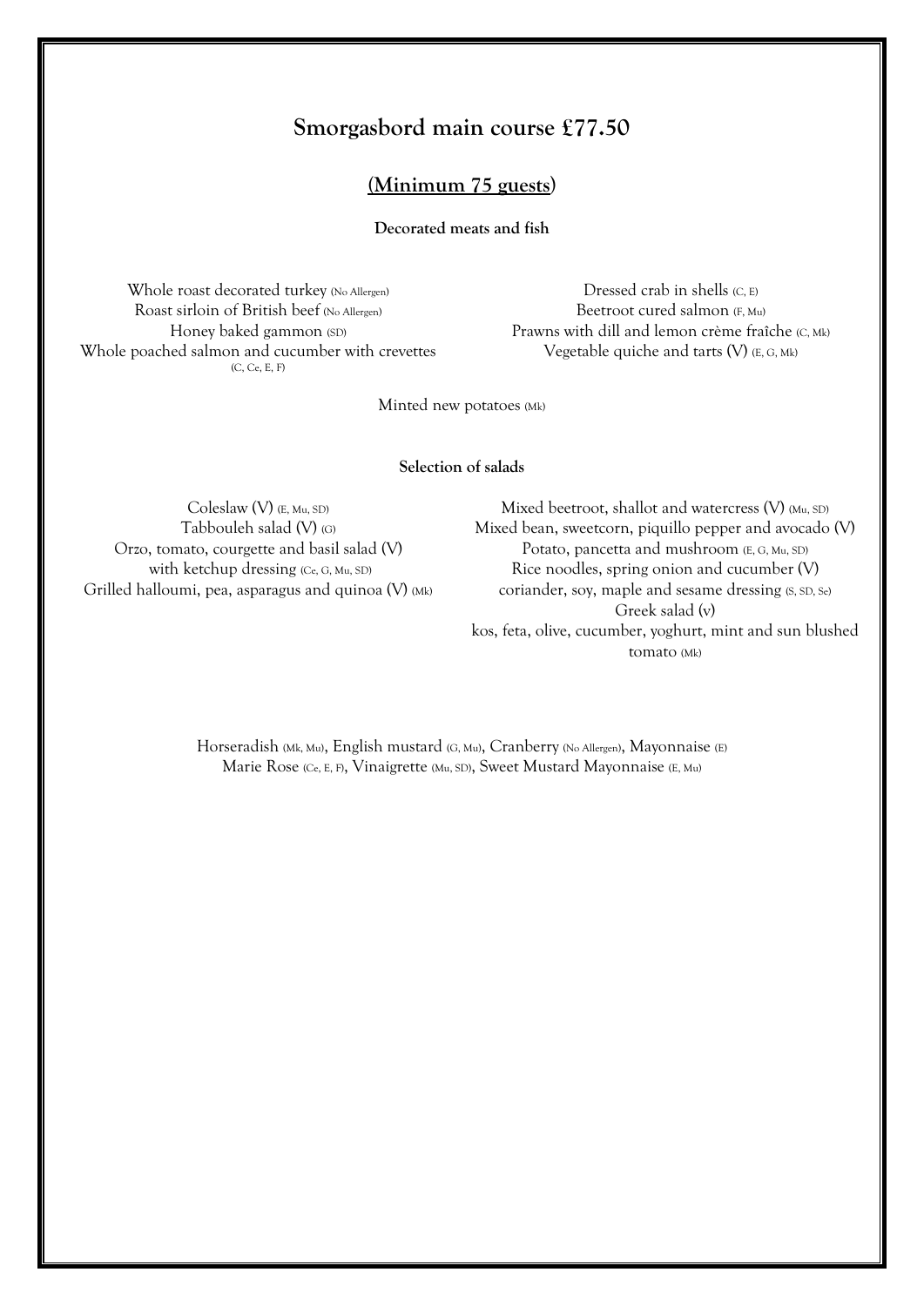## Smorgasbord main course £77.50

**(Minimum 75 guests)**

**Decorated meats and fish**

Whole roast decorated turkey (No Allergen)
Roast sirloin of British beef (No Allergen)
Honey baked gammon (SD)
Whole poached salmon and cucumber with crevettes (C, Ce, E, F)

Dressed crab in shells (C, E)
Beetroot cured salmon (F, Mu)
Prawns with dill and lemon crème fraîche (C, Mk)
Vegetable quiche and tarts (V) (E, G, Mk)

Minted new potatoes (Mk)

**Selection of salads**

Coleslaw (V) (E, Mu, SD)
Tabbouleh salad (V) (G)
Orzo, tomato, courgette and basil salad (V) with ketchup dressing (Ce, G, Mu, SD)
Grilled halloumi, pea, asparagus and quinoa (V) (Mk)

Mixed beetroot, shallot and watercress (V) (Mu, SD)
Mixed bean, sweetcorn, piquillo pepper and avocado (V)
Potato, pancetta and mushroom (E, G, Mu, SD)
Rice noodles, spring onion and cucumber (V) coriander, soy, maple and sesame dressing (S, SD, Se)
Greek salad (v) kos, feta, olive, cucumber, yoghurt, mint and sun blushed tomato (Mk)

Horseradish (Mk, Mu), English mustard (G, Mu), Cranberry (No Allergen), Mayonnaise (E)
Marie Rose (Ce, E, F), Vinaigrette (Mu, SD), Sweet Mustard Mayonnaise (E, Mu)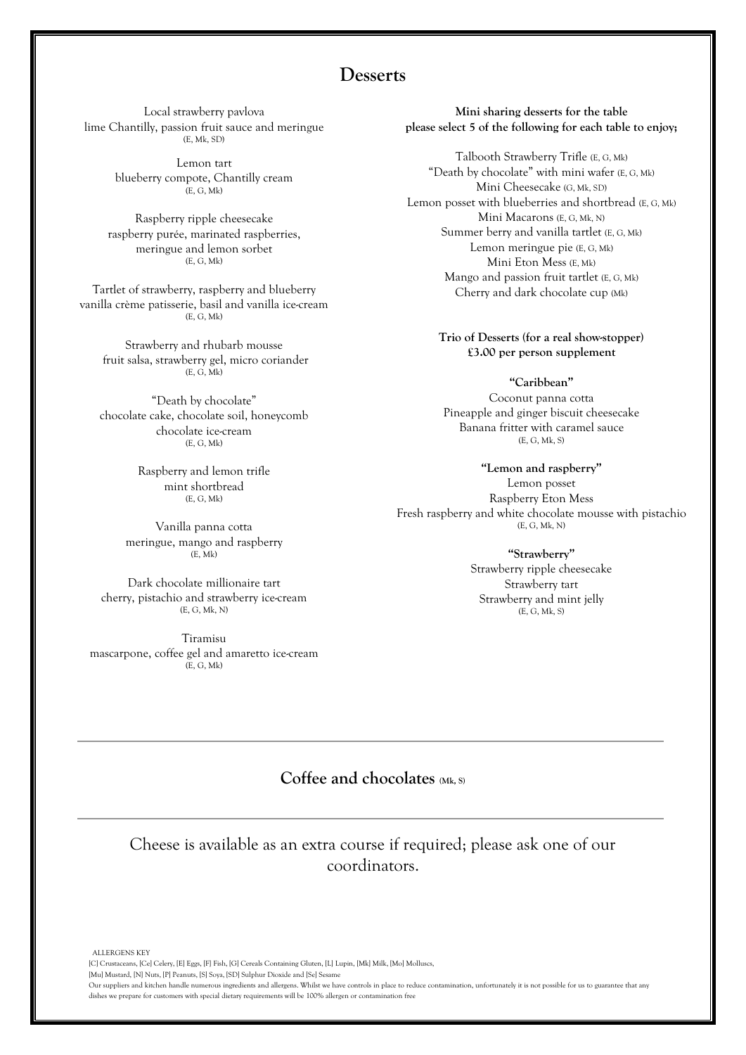# Desserts

Local strawberry pavlova
lime Chantilly, passion fruit sauce and meringue
(E, Mk, SD)

Lemon tart
blueberry compote, Chantilly cream
(E, G, Mk)

Raspberry ripple cheesecake
raspberry purée, marinated raspberries,
meringue and lemon sorbet
(E, G, Mk)

Tartlet of strawberry, raspberry and blueberry
vanilla crème patisserie, basil and vanilla ice-cream
(E, G, Mk)

Strawberry and rhubarb mousse
fruit salsa, strawberry gel, micro coriander
(E, G, Mk)

"Death by chocolate"
chocolate cake, chocolate soil, honeycomb
chocolate ice-cream
(E, G, Mk)

Raspberry and lemon trifle
mint shortbread
(E, G, Mk)

Vanilla panna cotta
meringue, mango and raspberry
(E, Mk)

Dark chocolate millionaire tart
cherry, pistachio and strawberry ice-cream
(E, G, Mk, N)

Tiramisu
mascarpone, coffee gel and amaretto ice-cream
(E, G, Mk)

**Mini sharing desserts for the table**
**please select 5 of the following for each table to enjoy;**

Talbooth Strawberry Trifle (E, G, Mk)
"Death by chocolate" with mini wafer (E, G, Mk)
Mini Cheesecake (G, Mk, SD)
Lemon posset with blueberries and shortbread (E, G, Mk)
Mini Macarons (E, G, Mk, N)
Summer berry and vanilla tartlet (E, G, Mk)
Lemon meringue pie (E, G, Mk)
Mini Eton Mess (E, Mk)
Mango and passion fruit tartlet (E, G, Mk)
Cherry and dark chocolate cup (Mk)

**Trio of Desserts (for a real show-stopper)**
**£3.00 per person supplement**

**"Caribbean"**
Coconut panna cotta
Pineapple and ginger biscuit cheesecake
Banana fritter with caramel sauce
(E, G, Mk, S)

**"Lemon and raspberry"**
Lemon posset
Raspberry Eton Mess
Fresh raspberry and white chocolate mousse with pistachio
(E, G, Mk, N)

**"Strawberry"**
Strawberry ripple cheesecake
Strawberry tart
Strawberry and mint jelly
(E, G, Mk, S)

---

## Coffee and chocolates (Mk, S)

---

Cheese is available as an extra course if required; please ask one of our coordinators.

ALLERGENS KEY
[C] Crustaceans, [Ce] Celery, [E] Eggs, [F] Fish, [G] Cereals Containing Gluten, [L] Lupin, [Mk] Milk, [Mo] Molluscs,
[Mu] Mustard, [N] Nuts, [P] Peanuts, [S] Soya, [SD] Sulphur Dioxide and [Se] Sesame
Our suppliers and kitchen handle numerous ingredients and allergens. Whilst we have controls in place to reduce contamination, unfortunately it is not possible for us to guarantee that any dishes we prepare for customers with special dietary requirements will be 100% allergen or contamination free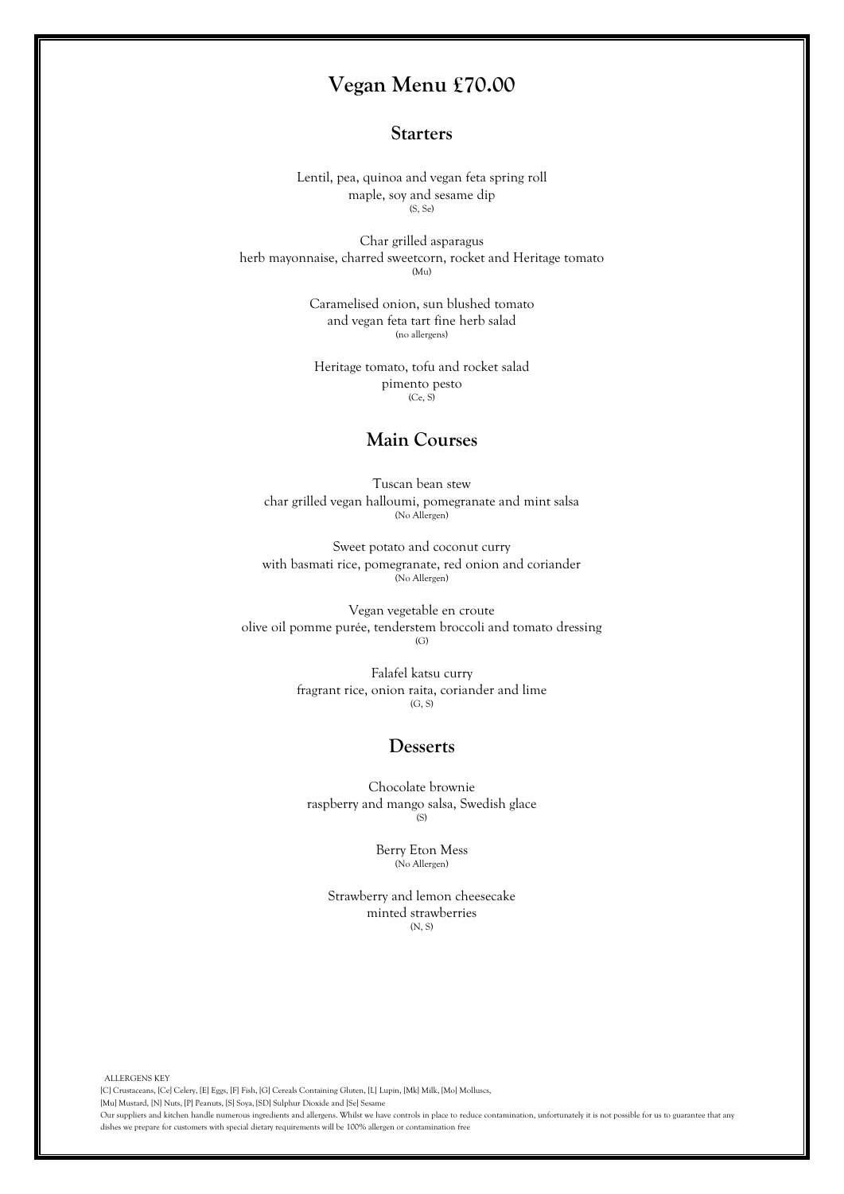# Vegan Menu £70.00

## Starters

Lentil, pea, quinoa and vegan feta spring roll
maple, soy and sesame dip
(S, Se)

Char grilled asparagus
herb mayonnaise, charred sweetcorn, rocket and Heritage tomato
(Mu)

Caramelised onion, sun blushed tomato
and vegan feta tart fine herb salad
(no allergens)

Heritage tomato, tofu and rocket salad
pimento pesto
(Ce, S)

## Main Courses

Tuscan bean stew
char grilled vegan halloumi, pomegranate and mint salsa
(No Allergen)

Sweet potato and coconut curry
with basmati rice, pomegranate, red onion and coriander
(No Allergen)

Vegan vegetable en croute
olive oil pomme purée, tenderstem broccoli and tomato dressing
(G)

Falafel katsu curry
fragrant rice, onion raita, coriander and lime
(G, S)

## Desserts

Chocolate brownie
raspberry and mango salsa, Swedish glace
(S)

Berry Eton Mess
(No Allergen)

Strawberry and lemon cheesecake
minted strawberries
(N, S)

ALLERGENS KEY
[C] Crustaceans, [Ce] Celery, [E] Eggs, [F] Fish, [G] Cereals Containing Gluten, [L] Lupin, [Mk] Milk, [Mo] Molluscs,
[Mu] Mustard, [N] Nuts, [P] Peanuts, [S] Soya, [SD] Sulphur Dioxide and [Se] Sesame
Our suppliers and kitchen handle numerous ingredients and allergens. Whilst we have controls in place to reduce contamination, unfortunately it is not possible for us to guarantee that any dishes we prepare for customers with special dietary requirements will be 100% allergen or contamination free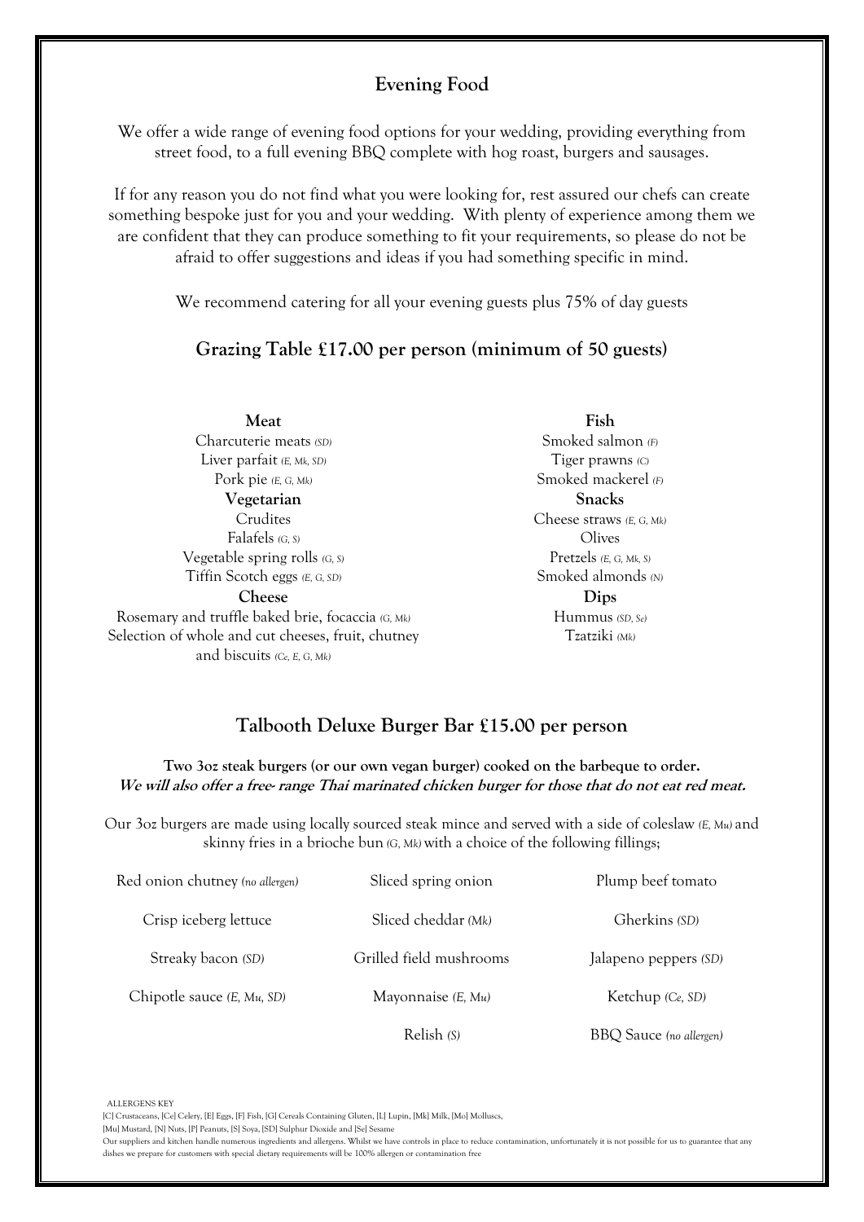## Evening Food

We offer a wide range of evening food options for your wedding, providing everything from street food, to a full evening BBQ complete with hog roast, burgers and sausages.

If for any reason you do not find what you were looking for, rest assured our chefs can create something bespoke just for you and your wedding. With plenty of experience among them we are confident that they can produce something to fit your requirements, so please do not be afraid to offer suggestions and ideas if you had something specific in mind.

We recommend catering for all your evening guests plus 75% of day guests

## Grazing Table £17.00 per person (minimum of 50 guests)

**Meat**

Charcuterie meats *(SD)*
Liver parfait *(E, Mk, SD)*
Pork pie *(E, G, Mk)*

**Vegetarian**

Crudites
Falafels *(G, S)*
Vegetable spring rolls *(G, S)*
Tiffin Scotch eggs *(E, G, SD)*

**Cheese**

Rosemary and truffle baked brie, focaccia *(G, Mk)*
Selection of whole and cut cheeses, fruit, chutney and biscuits *(Ce, E, G, Mk)*

**Fish**

Smoked salmon *(F)*
Tiger prawns *(C)*
Smoked mackerel *(F)*

**Snacks**

Cheese straws *(E, G, Mk)*
Olives
Pretzels *(E, G, Mk, S)*
Smoked almonds *(N)*

**Dips**

Hummus *(SD, Se)*
Tzatziki *(Mk)*

## Talbooth Deluxe Burger Bar £15.00 per person

**Two 3oz steak burgers (or our own vegan burger) cooked on the barbeque to order.**
***We will also offer a free- range Thai marinated chicken burger for those that do not eat red meat.***

Our 3oz burgers are made using locally sourced steak mince and served with a side of coleslaw *(E, Mu)* and skinny fries in a brioche bun *(G, Mk)* with a choice of the following fillings;

Red onion chutney *(no allergen)*
Sliced spring onion
Plump beef tomato
Crisp iceberg lettuce
Sliced cheddar *(Mk)*
Gherkins *(SD)*
Streaky bacon *(SD)*
Grilled field mushrooms
Jalapeno peppers *(SD)*
Chipotle sauce *(E, Mu, SD)*
Mayonnaise *(E, Mu)*
Ketchup *(Ce, SD)*
Relish *(S)*
BBQ Sauce *(no allergen)*

ALLERGENS KEY
[C] Crustaceans, [Ce] Celery, [E] Eggs, [F] Fish, [G] Cereals Containing Gluten, [L] Lupin, [Mk] Milk, [Mo] Molluscs, [Mu] Mustard, [N] Nuts, [P] Peanuts, [S] Soya, [SD] Sulphur Dioxide and [Se] Sesame
Our suppliers and kitchen handle numerous ingredients and allergens. Whilst we have controls in place to reduce contamination, unfortunately it is not possible for us to guarantee that any dishes we prepare for customers with special dietary requirements will be 100% allergen or contamination free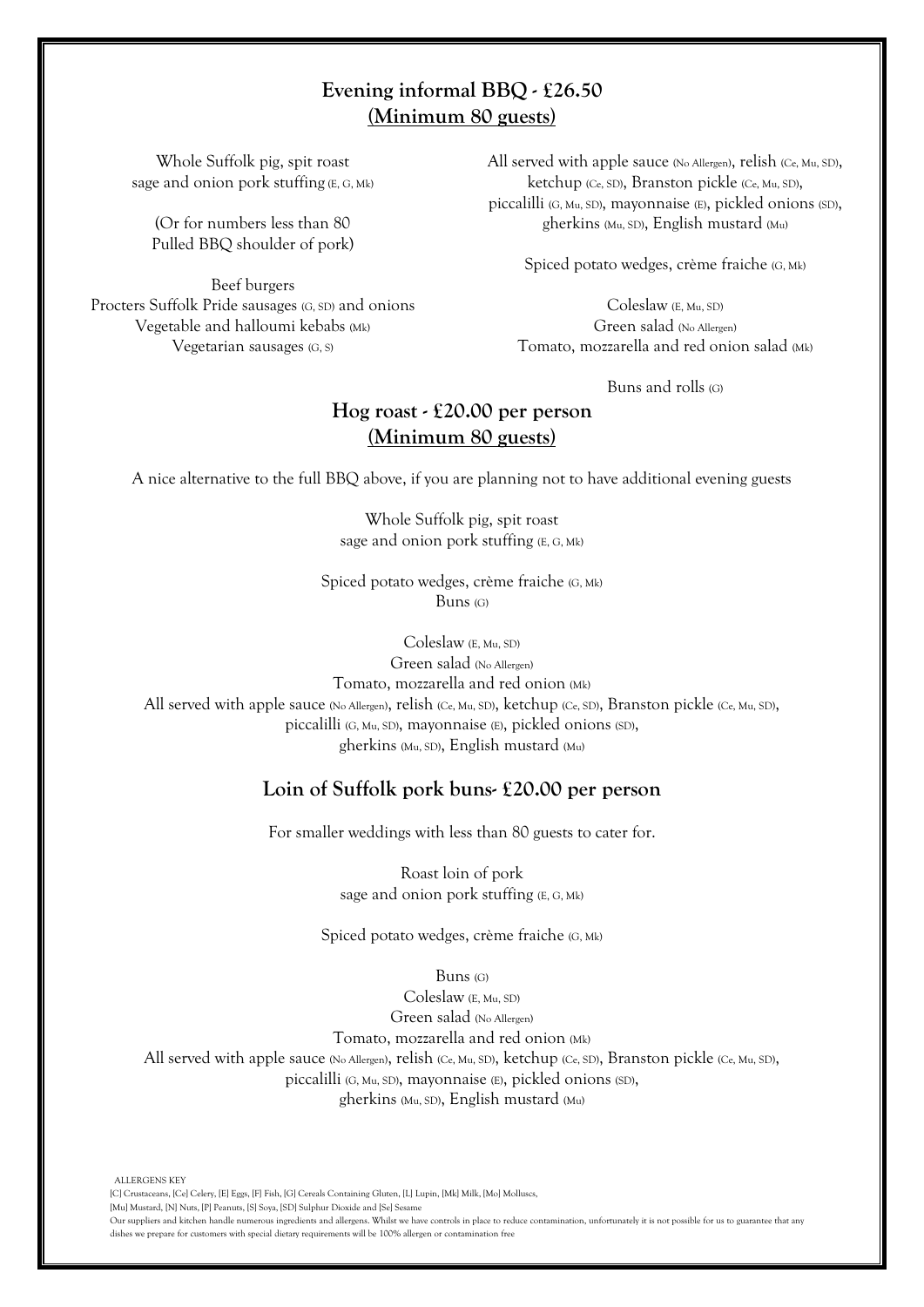## **Evening informal BBQ - £26.50**
## **(Minimum 80 guests)**

Whole Suffolk pig, spit roast
sage and onion pork stuffing (E, G, Mk)

(Or for numbers less than 80
Pulled BBQ shoulder of pork)

Beef burgers
Procters Suffolk Pride sausages (G, SD) and onions
Vegetable and halloumi kebabs (Mk)
Vegetarian sausages (G, S)

All served with apple sauce (No Allergen), relish (Ce, Mu, SD), ketchup (Ce, SD), Branston pickle (Ce, Mu, SD), piccalilli (G, Mu, SD), mayonnaise (E), pickled onions (SD), gherkins (Mu, SD), English mustard (Mu)

Spiced potato wedges, crème fraiche (G, Mk)

Coleslaw (E, Mu, SD)
Green salad (No Allergen)
Tomato, mozzarella and red onion salad (Mk)

Buns and rolls (G)

## **Hog roast - £20.00 per person**
## **(Minimum 80 guests)**

A nice alternative to the full BBQ above, if you are planning not to have additional evening guests

Whole Suffolk pig, spit roast
sage and onion pork stuffing (E, G, Mk)

Spiced potato wedges, crème fraiche (G, Mk)
Buns (G)

Coleslaw (E, Mu, SD)
Green salad (No Allergen)
Tomato, mozzarella and red onion (Mk)
All served with apple sauce (No Allergen), relish (Ce, Mu, SD), ketchup (Ce, SD), Branston pickle (Ce, Mu, SD), piccalilli (G, Mu, SD), mayonnaise (E), pickled onions (SD), gherkins (Mu, SD), English mustard (Mu)

## **Loin of Suffolk pork buns- £20.00 per person**

For smaller weddings with less than 80 guests to cater for.

Roast loin of pork
sage and onion pork stuffing (E, G, Mk)

Spiced potato wedges, crème fraiche (G, Mk)

Buns (G)
Coleslaw (E, Mu, SD)
Green salad (No Allergen)
Tomato, mozzarella and red onion (Mk)
All served with apple sauce (No Allergen), relish (Ce, Mu, SD), ketchup (Ce, SD), Branston pickle (Ce, Mu, SD), piccalilli (G, Mu, SD), mayonnaise (E), pickled onions (SD), gherkins (Mu, SD), English mustard (Mu)

ALLERGENS KEY
[C] Crustaceans, [Ce] Celery, [E] Eggs, [F] Fish, [G] Cereals Containing Gluten, [L] Lupin, [Mk] Milk, [Mo] Molluscs, [Mu] Mustard, [N] Nuts, [P] Peanuts, [S] Soya, [SD] Sulphur Dioxide and [Se] Sesame
Our suppliers and kitchen handle numerous ingredients and allergens. Whilst we have controls in place to reduce contamination, unfortunately it is not possible for us to guarantee that any dishes we prepare for customers with special dietary requirements will be 100% allergen or contamination free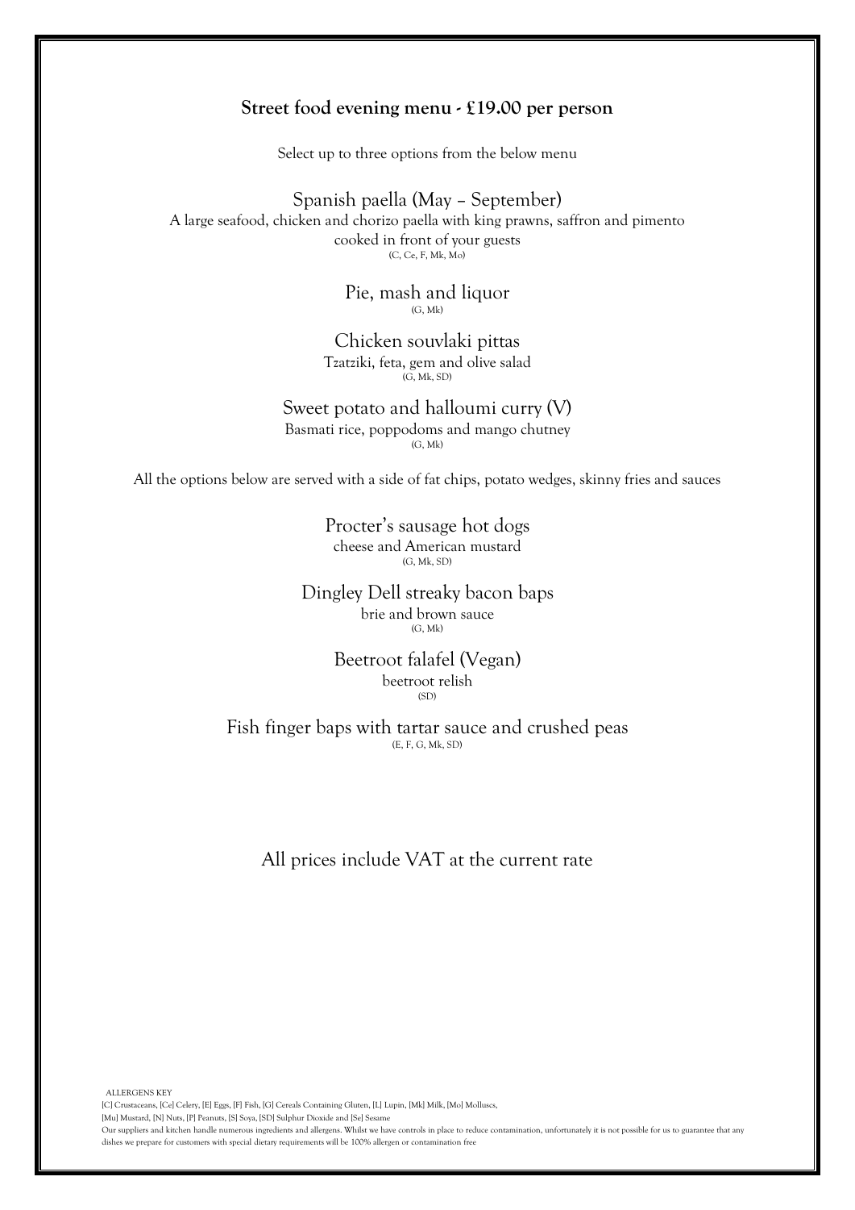## Street food evening menu - £19.00 per person

Select up to three options from the below menu

### Spanish paella (May – September)

A large seafood, chicken and chorizo paella with king prawns, saffron and pimento cooked in front of your guests

(C, Ce, F, Mk, Mo)

### Pie, mash and liquor

(G, Mk)

### Chicken souvlaki pittas

Tzatziki, feta, gem and olive salad

(G, Mk, SD)

### Sweet potato and halloumi curry (V)

Basmati rice, poppodoms and mango chutney

(G, Mk)

All the options below are served with a side of fat chips, potato wedges, skinny fries and sauces

### Procter's sausage hot dogs

cheese and American mustard

(G, Mk, SD)

### Dingley Dell streaky bacon baps

brie and brown sauce

(G, Mk)

### Beetroot falafel (Vegan)

beetroot relish

(SD)

### Fish finger baps with tartar sauce and crushed peas

(E, F, G, Mk, SD)

All prices include VAT at the current rate

ALLERGENS KEY

[C] Crustaceans, [Ce] Celery, [E] Eggs, [F] Fish, [G] Cereals Containing Gluten, [L] Lupin, [Mk] Milk, [Mo] Molluscs, [Mu] Mustard, [N] Nuts, [P] Peanuts, [S] Soya, [SD] Sulphur Dioxide and [Se] Sesame

Our suppliers and kitchen handle numerous ingredients and allergens. Whilst we have controls in place to reduce contamination, unfortunately it is not possible for us to guarantee that any dishes we prepare for customers with special dietary requirements will be 100% allergen or contamination free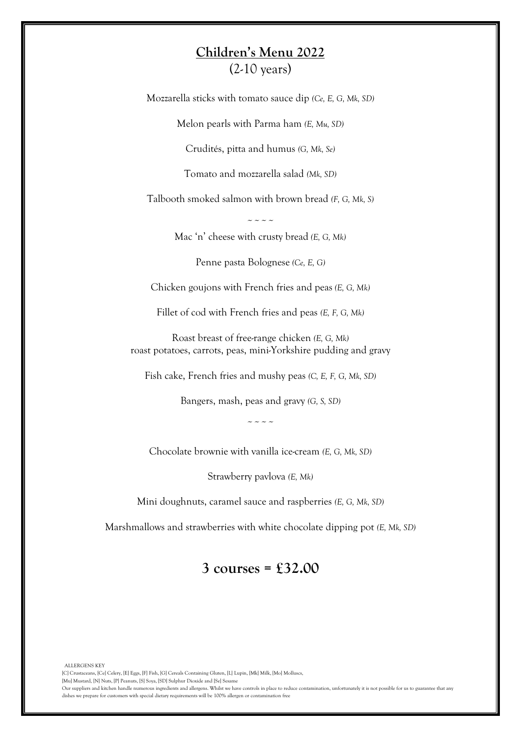## Children's Menu 2022
(2-10 years)

Mozzarella sticks with tomato sauce dip *(Ce, E, G, Mk, SD)*

Melon pearls with Parma ham *(E, Mu, SD)*

Crudités, pitta and humus *(G, Mk, Se)*

Tomato and mozzarella salad *(Mk, SD)*

Talbooth smoked salmon with brown bread *(F, G, Mk, S)*

~ ~ ~ ~

Mac 'n' cheese with crusty bread *(E, G, Mk)*

Penne pasta Bolognese *(Ce, E, G)*

Chicken goujons with French fries and peas *(E, G, Mk)*

Fillet of cod with French fries and peas *(E, F, G, Mk)*

Roast breast of free-range chicken *(E, G, Mk)*
roast potatoes, carrots, peas, mini-Yorkshire pudding and gravy

Fish cake, French fries and mushy peas *(C, E, F, G, Mk, SD)*

Bangers, mash, peas and gravy *(G, S, SD)*

~ ~ ~ ~

Chocolate brownie with vanilla ice-cream *(E, G, Mk, SD)*

Strawberry pavlova *(E, Mk)*

Mini doughnuts, caramel sauce and raspberries *(E, G, Mk, SD)*

Marshmallows and strawberries with white chocolate dipping pot *(E, Mk, SD)*

**3 courses = £32.00**

ALLERGENS KEY
[C] Crustaceans, [Ce] Celery, [E] Eggs, [F] Fish, [G] Cereals Containing Gluten, [L] Lupin, [Mk] Milk, [Mo] Molluscs,
[Mu] Mustard, [N] Nuts, [P] Peanuts, [S] Soya, [SD] Sulphur Dioxide and [Se] Sesame
Our suppliers and kitchen handle numerous ingredients and allergens. Whilst we have controls in place to reduce contamination, unfortunately it is not possible for us to guarantee that any dishes we prepare for customers with special dietary requirements will be 100% allergen or contamination free